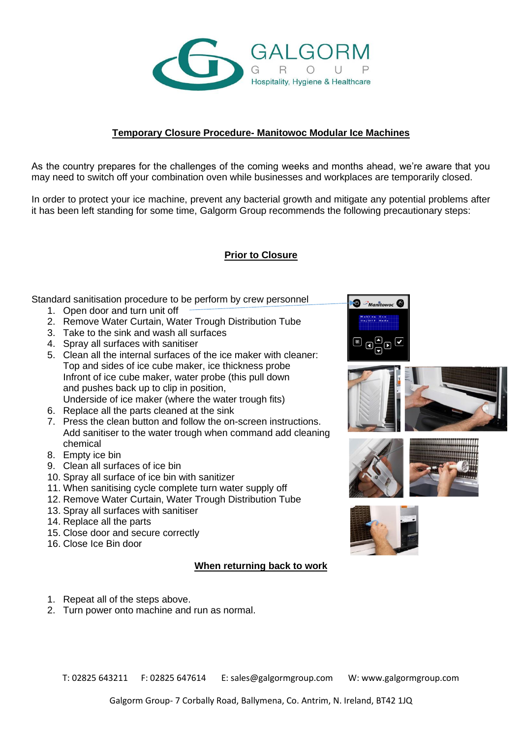GALGORM
GROUP
Hospitality, Hygiene & Healthcare

## Temporary Closure Procedure- Manitowoc Modular Ice Machines

As the country prepares for the challenges of the coming weeks and months ahead, we're aware that you may need to switch off your combination oven while businesses and workplaces are temporarily closed.

In order to protect your ice machine, prevent any bacterial growth and mitigate any potential problems after it has been left standing for some time, Galgorm Group recommends the following precautionary steps:

### Prior to Closure

Standard sanitisation procedure to be perform by crew personnel

1. Open door and turn unit off
2. Remove Water Curtain, Water Trough Distribution Tube
3. Take to the sink and wash all surfaces
4. Spray all surfaces with sanitiser
5. Clean all the internal surfaces of the ice maker with cleaner:
   Top and sides of ice cube maker, ice thickness probe
   Infront of ice cube maker, water probe (this pull down and pushes back up to clip in position,
   Underside of ice maker (where the water trough fits)
6. Replace all the parts cleaned at the sink
7. Press the clean button and follow the on-screen instructions. Add sanitiser to the water trough when command add cleaning chemical
8. Empty ice bin
9. Clean all surfaces of ice bin
10. Spray all surface of ice bin with sanitizer
11. When sanitising cycle complete turn water supply off
12. Remove Water Curtain, Water Trough Distribution Tube
13. Spray all surfaces with sanitiser
14. Replace all the parts
15. Close door and secure correctly
16. Close Ice Bin door

### When returning back to work

1. Repeat all of the steps above.
2. Turn power onto machine and run as normal.

T: 02825 643211 F: 02825 647614 E: sales@galgormgroup.com W: www.galgormgroup.com

Galgorm Group- 7 Corbally Road, Ballymena, Co. Antrim, N. Ireland, BT42 1JQ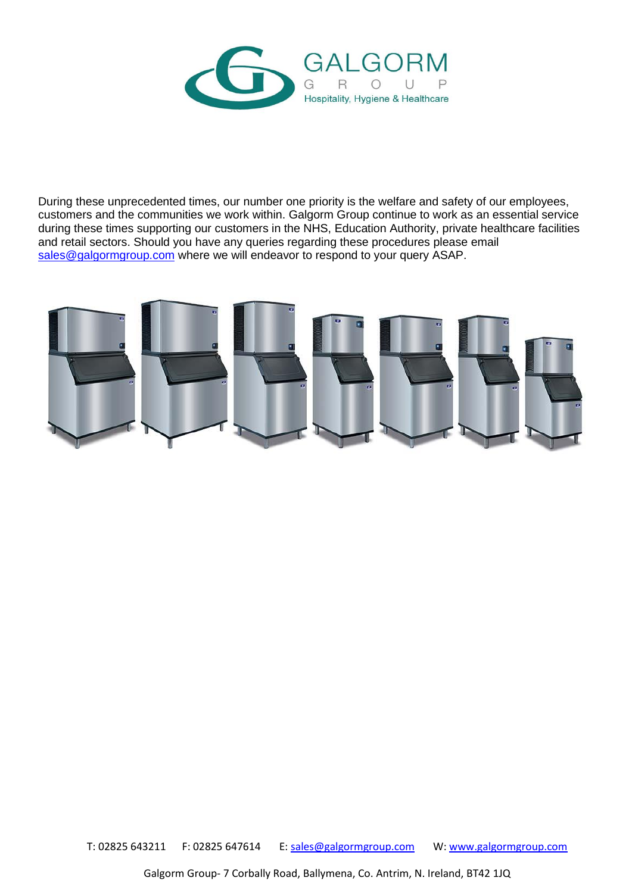GALGORM
GROUP
Hospitality, Hygiene & Healthcare

During these unprecedented times, our number one priority is the welfare and safety of our employees, customers and the communities we work within. Galgorm Group continue to work as an essential service during these times supporting our customers in the NHS, Education Authority, private healthcare facilities and retail sectors. Should you have any queries regarding these procedures please email sales@galgormgroup.com where we will endeavor to respond to your query ASAP.

T: 02825 643211   F: 02825 647614   E: sales@galgormgroup.com   W: www.galgormgroup.com

Galgorm Group- 7 Corbally Road, Ballymena, Co. Antrim, N. Ireland, BT42 1JQ